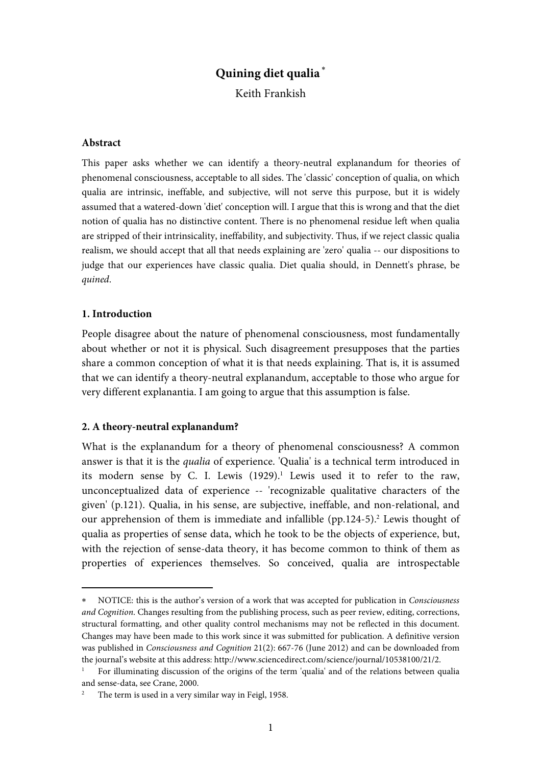# Quining diet qualia [*]

Keith Frankish

### Abstract

This paper asks whether we can identify a theory-neutral explanandum for theories of phenomenal consciousness, acceptable to all sides. The 'classic' conception of qualia, on which qualia are intrinsic, ineffable, and subjective, will not serve this purpose, but it is widely assumed that a watered-down 'diet' conception will. I argue that this is wrong and that the diet notion of qualia has no distinctive content. There is no phenomenal residue left when qualia are stripped of their intrinsicality, ineffability, and subjectivity. Thus, if we reject classic qualia realism, we should accept that all that needs explaining are 'zero' qualia -- our dispositions to judge that our experiences have classic qualia. Diet qualia should, in Dennett's phrase, be *quined*.

### 1. Introduction

People disagree about the nature of phenomenal consciousness, most fundamentally about whether or not it is physical. Such disagreement presupposes that the parties share a common conception of what it is that needs explaining. That is, it is assumed that we can identify a theory-neutral explanandum, acceptable to those who argue for very different explanantia. I am going to argue that this assumption is false.

### 2. A theory-neutral explanandum?

What is the explanandum for a theory of phenomenal consciousness? A common answer is that it is the *qualia* of experience. 'Qualia' is a technical term introduced in its modern sense by C. I. Lewis (1929).[1] Lewis used it to refer to the raw, unconceptualized data of experience -- 'recognizable qualitative characters of the given' (p.121). Qualia, in his sense, are subjective, ineffable, and non-relational, and our apprehension of them is immediate and infallible (pp.124-5).[2] Lewis thought of qualia as properties of sense data, which he took to be the objects of experience, but, with the rejection of sense-data theory, it has become common to think of them as properties of experiences themselves. So conceived, qualia are introspectable

---

\* NOTICE: this is the author's version of a work that was accepted for publication in *Consciousness and Cognition*. Changes resulting from the publishing process, such as peer review, editing, corrections, structural formatting, and other quality control mechanisms may not be reflected in this document. Changes may have been made to this work since it was submitted for publication. A definitive version was published in *Consciousness and Cognition* 21(2): 667-76 (June 2012) and can be downloaded from the journal's website at this address: http://www.sciencedirect.com/science/journal/10538100/21/2.

[1] For illuminating discussion of the origins of the term 'qualia' and of the relations between qualia and sense-data, see Crane, 2000.

[2] The term is used in a very similar way in Feigl, 1958.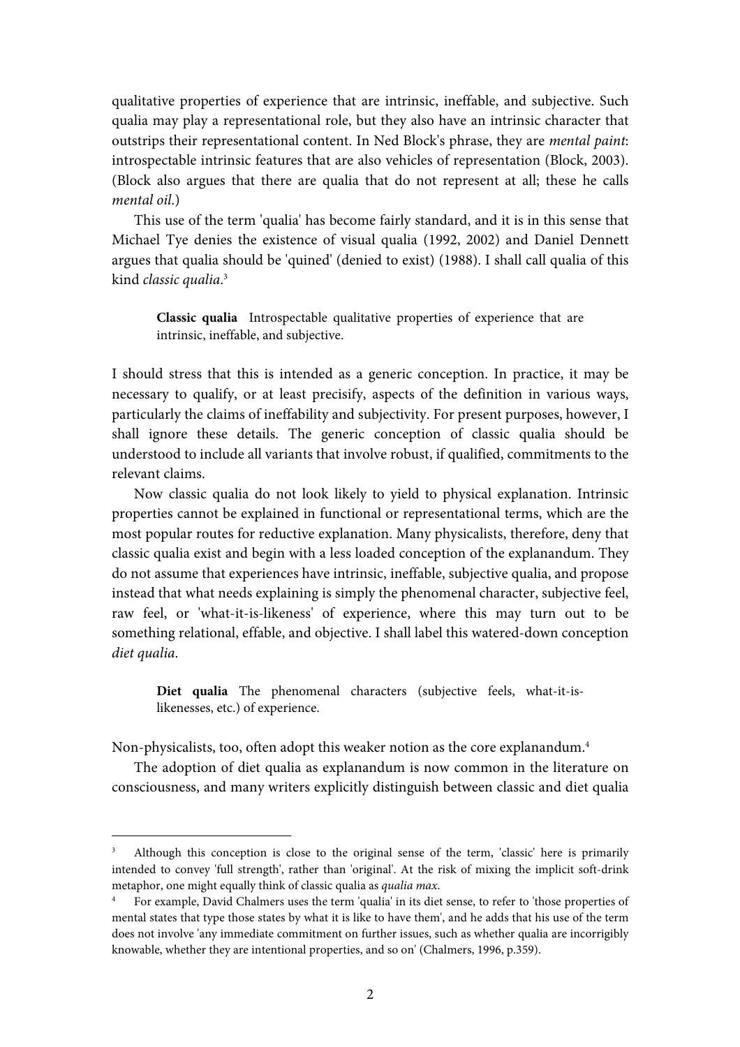qualitative properties of experience that are intrinsic, ineffable, and subjective. Such qualia may play a representational role, but they also have an intrinsic character that outstrips their representational content. In Ned Block's phrase, they are *mental paint*: introspectable intrinsic features that are also vehicles of representation (Block, 2003). (Block also argues that there are qualia that do not represent at all; these he calls *mental oil*.)

This use of the term 'qualia' has become fairly standard, and it is in this sense that Michael Tye denies the existence of visual qualia (1992, 2002) and Daniel Dennett argues that qualia should be 'quined' (denied to exist) (1988). I shall call qualia of this kind *classic qualia*.[3]

> **Classic qualia** Introspectable qualitative properties of experience that are intrinsic, ineffable, and subjective.

I should stress that this is intended as a generic conception. In practice, it may be necessary to qualify, or at least precisify, aspects of the definition in various ways, particularly the claims of ineffability and subjectivity. For present purposes, however, I shall ignore these details. The generic conception of classic qualia should be understood to include all variants that involve robust, if qualified, commitments to the relevant claims.

Now classic qualia do not look likely to yield to physical explanation. Intrinsic properties cannot be explained in functional or representational terms, which are the most popular routes for reductive explanation. Many physicalists, therefore, deny that classic qualia exist and begin with a less loaded conception of the explanandum. They do not assume that experiences have intrinsic, ineffable, subjective qualia, and propose instead that what needs explaining is simply the phenomenal character, subjective feel, raw feel, or 'what-it-is-likeness' of experience, where this may turn out to be something relational, effable, and objective. I shall label this watered-down conception *diet qualia*.

> **Diet qualia** The phenomenal characters (subjective feels, what-it-is-likenesses, etc.) of experience.

Non-physicalists, too, often adopt this weaker notion as the core explanandum.[4]

The adoption of diet qualia as explanandum is now common in the literature on consciousness, and many writers explicitly distinguish between classic and diet qualia

---

[3] Although this conception is close to the original sense of the term, 'classic' here is primarily intended to convey 'full strength', rather than 'original'. At the risk of mixing the implicit soft-drink metaphor, one might equally think of classic qualia as *qualia max*.

[4] For example, David Chalmers uses the term 'qualia' in its diet sense, to refer to 'those properties of mental states that type those states by what it is like to have them', and he adds that his use of the term does not involve 'any immediate commitment on further issues, such as whether qualia are incorrigibly knowable, whether they are intentional properties, and so on' (Chalmers, 1996, p.359).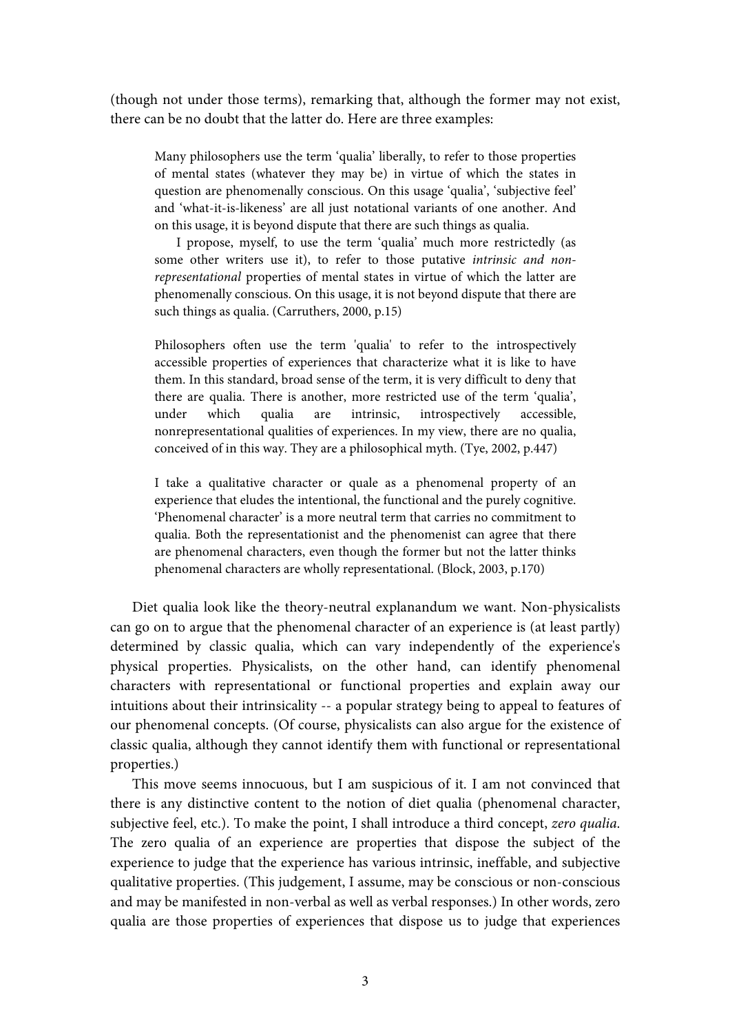(though not under those terms), remarking that, although the former may not exist, there can be no doubt that the latter do. Here are three examples:

> Many philosophers use the term 'qualia' liberally, to refer to those properties of mental states (whatever they may be) in virtue of which the states in question are phenomenally conscious. On this usage 'qualia', 'subjective feel' and 'what-it-is-likeness' are all just notational variants of one another. And on this usage, it is beyond dispute that there are such things as qualia.
>
> I propose, myself, to use the term 'qualia' much more restrictedly (as some other writers use it), to refer to those putative *intrinsic and non-representational* properties of mental states in virtue of which the latter are phenomenally conscious. On this usage, it is not beyond dispute that there are such things as qualia. (Carruthers, 2000, p.15)

> Philosophers often use the term 'qualia' to refer to the introspectively accessible properties of experiences that characterize what it is like to have them. In this standard, broad sense of the term, it is very difficult to deny that there are qualia. There is another, more restricted use of the term 'qualia', under which qualia are intrinsic, introspectively accessible, nonrepresentational qualities of experiences. In my view, there are no qualia, conceived of in this way. They are a philosophical myth. (Tye, 2002, p.447)

> I take a qualitative character or quale as a phenomenal property of an experience that eludes the intentional, the functional and the purely cognitive. 'Phenomenal character' is a more neutral term that carries no commitment to qualia. Both the representationist and the phenomenist can agree that there are phenomenal characters, even though the former but not the latter thinks phenomenal characters are wholly representational. (Block, 2003, p.170)

Diet qualia look like the theory-neutral explanandum we want. Non-physicalists can go on to argue that the phenomenal character of an experience is (at least partly) determined by classic qualia, which can vary independently of the experience's physical properties. Physicalists, on the other hand, can identify phenomenal characters with representational or functional properties and explain away our intuitions about their intrinsicality -- a popular strategy being to appeal to features of our phenomenal concepts. (Of course, physicalists can also argue for the existence of classic qualia, although they cannot identify them with functional or representational properties.)

This move seems innocuous, but I am suspicious of it. I am not convinced that there is any distinctive content to the notion of diet qualia (phenomenal character, subjective feel, etc.). To make the point, I shall introduce a third concept, *zero qualia*. The zero qualia of an experience are properties that dispose the subject of the experience to judge that the experience has various intrinsic, ineffable, and subjective qualitative properties. (This judgement, I assume, may be conscious or non-conscious and may be manifested in non-verbal as well as verbal responses.) In other words, zero qualia are those properties of experiences that dispose us to judge that experiences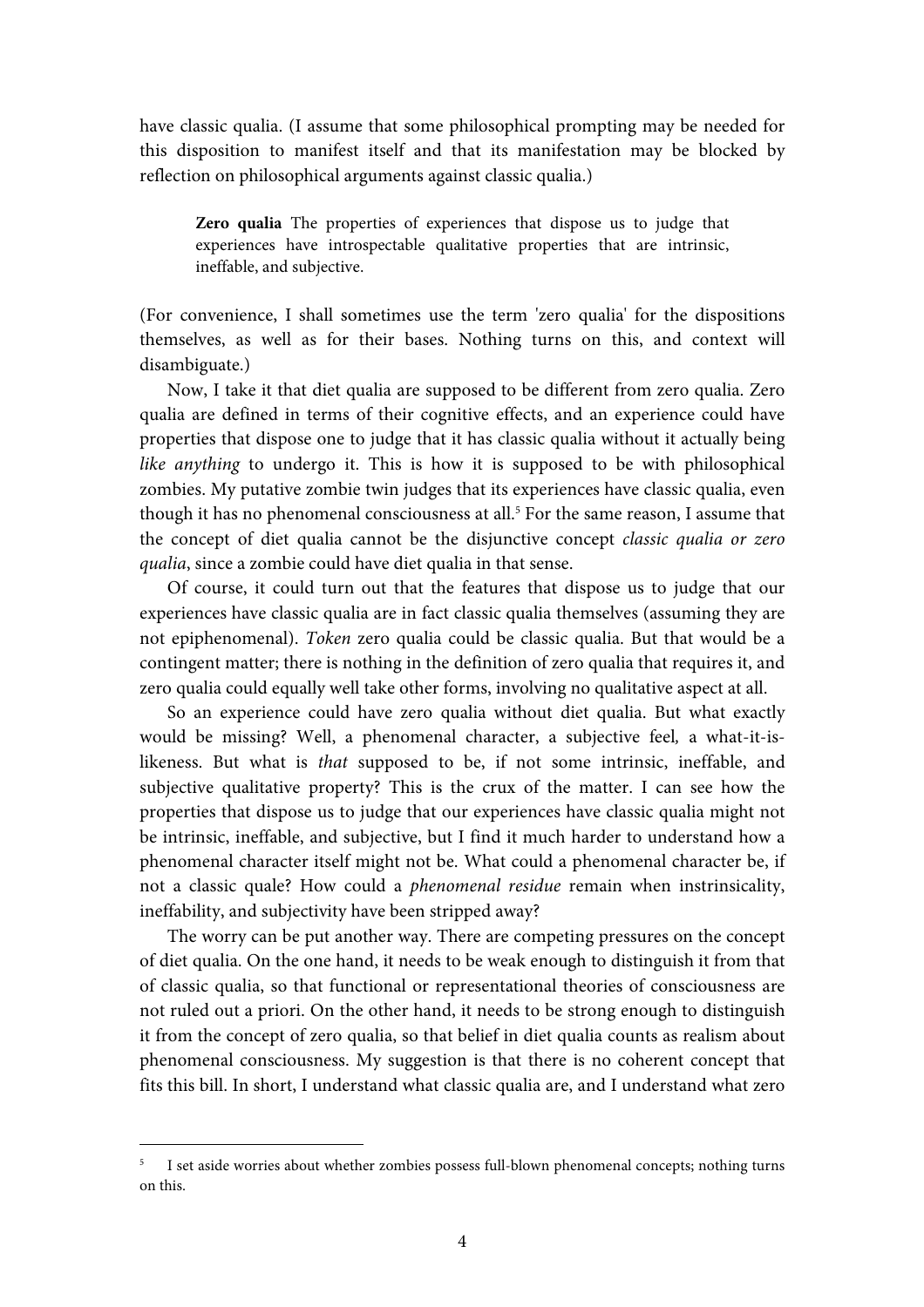have classic qualia. (I assume that some philosophical prompting may be needed for this disposition to manifest itself and that its manifestation may be blocked by reflection on philosophical arguments against classic qualia.)

> **Zero qualia** The properties of experiences that dispose us to judge that experiences have introspectable qualitative properties that are intrinsic, ineffable, and subjective.

(For convenience, I shall sometimes use the term 'zero qualia' for the dispositions themselves, as well as for their bases. Nothing turns on this, and context will disambiguate.)

Now, I take it that diet qualia are supposed to be different from zero qualia. Zero qualia are defined in terms of their cognitive effects, and an experience could have properties that dispose one to judge that it has classic qualia without it actually being *like anything* to undergo it. This is how it is supposed to be with philosophical zombies. My putative zombie twin judges that its experiences have classic qualia, even though it has no phenomenal consciousness at all.[5] For the same reason, I assume that the concept of diet qualia cannot be the disjunctive concept *classic qualia or zero qualia*, since a zombie could have diet qualia in that sense.

Of course, it could turn out that the features that dispose us to judge that our experiences have classic qualia are in fact classic qualia themselves (assuming they are not epiphenomenal). *Token* zero qualia could be classic qualia. But that would be a contingent matter; there is nothing in the definition of zero qualia that requires it, and zero qualia could equally well take other forms, involving no qualitative aspect at all.

So an experience could have zero qualia without diet qualia. But what exactly would be missing? Well, a phenomenal character, a subjective feel*,* a what-it-is-likeness. But what is *that* supposed to be, if not some intrinsic, ineffable, and subjective qualitative property? This is the crux of the matter. I can see how the properties that dispose us to judge that our experiences have classic qualia might not be intrinsic, ineffable, and subjective, but I find it much harder to understand how a phenomenal character itself might not be. What could a phenomenal character be, if not a classic quale? How could a *phenomenal residue* remain when instrinsicality, ineffability, and subjectivity have been stripped away?

The worry can be put another way. There are competing pressures on the concept of diet qualia. On the one hand, it needs to be weak enough to distinguish it from that of classic qualia, so that functional or representational theories of consciousness are not ruled out a priori. On the other hand, it needs to be strong enough to distinguish it from the concept of zero qualia, so that belief in diet qualia counts as realism about phenomenal consciousness. My suggestion is that there is no coherent concept that fits this bill. In short, I understand what classic qualia are, and I understand what zero

---

[5] I set aside worries about whether zombies possess full-blown phenomenal concepts; nothing turns on this.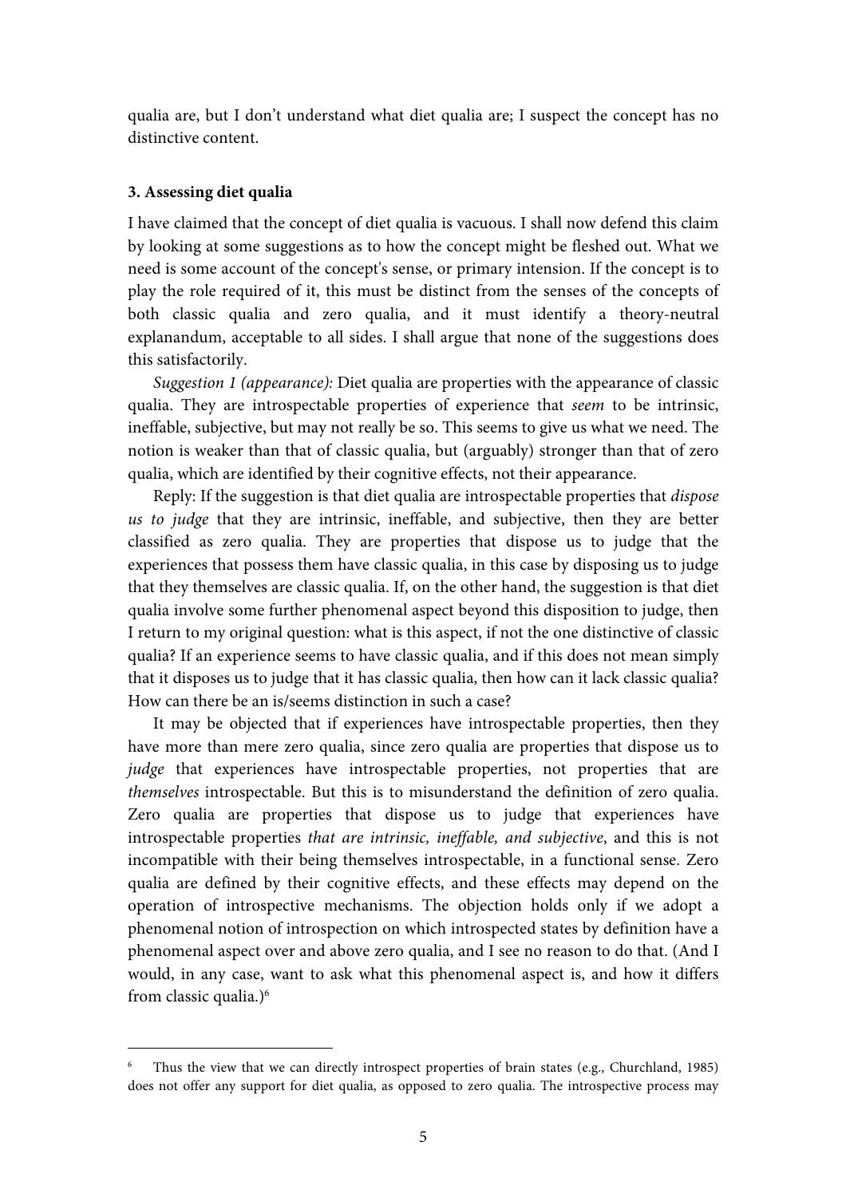qualia are, but I don't understand what diet qualia are; I suspect the concept has no distinctive content.

### 3. Assessing diet qualia

I have claimed that the concept of diet qualia is vacuous. I shall now defend this claim by looking at some suggestions as to how the concept might be fleshed out. What we need is some account of the concept's sense, or primary intension. If the concept is to play the role required of it, this must be distinct from the senses of the concepts of both classic qualia and zero qualia, and it must identify a theory-neutral explanandum, acceptable to all sides. I shall argue that none of the suggestions does this satisfactorily.

*Suggestion 1 (appearance):* Diet qualia are properties with the appearance of classic qualia. They are introspectable properties of experience that *seem* to be intrinsic, ineffable, subjective, but may not really be so. This seems to give us what we need. The notion is weaker than that of classic qualia, but (arguably) stronger than that of zero qualia, which are identified by their cognitive effects, not their appearance.

Reply: If the suggestion is that diet qualia are introspectable properties that *dispose us to judge* that they are intrinsic, ineffable, and subjective, then they are better classified as zero qualia. They are properties that dispose us to judge that the experiences that possess them have classic qualia, in this case by disposing us to judge that they themselves are classic qualia. If, on the other hand, the suggestion is that diet qualia involve some further phenomenal aspect beyond this disposition to judge, then I return to my original question: what is this aspect, if not the one distinctive of classic qualia? If an experience seems to have classic qualia, and if this does not mean simply that it disposes us to judge that it has classic qualia, then how can it lack classic qualia? How can there be an is/seems distinction in such a case?

It may be objected that if experiences have introspectable properties, then they have more than mere zero qualia, since zero qualia are properties that dispose us to *judge* that experiences have introspectable properties, not properties that are *themselves* introspectable. But this is to misunderstand the definition of zero qualia. Zero qualia are properties that dispose us to judge that experiences have introspectable properties *that are intrinsic, ineffable, and subjective*, and this is not incompatible with their being themselves introspectable, in a functional sense. Zero qualia are defined by their cognitive effects, and these effects may depend on the operation of introspective mechanisms. The objection holds only if we adopt a phenomenal notion of introspection on which introspected states by definition have a phenomenal aspect over and above zero qualia, and I see no reason to do that. (And I would, in any case, want to ask what this phenomenal aspect is, and how it differs from classic qualia.)[6]

[6] Thus the view that we can directly introspect properties of brain states (e.g., Churchland, 1985) does not offer any support for diet qualia, as opposed to zero qualia. The introspective process may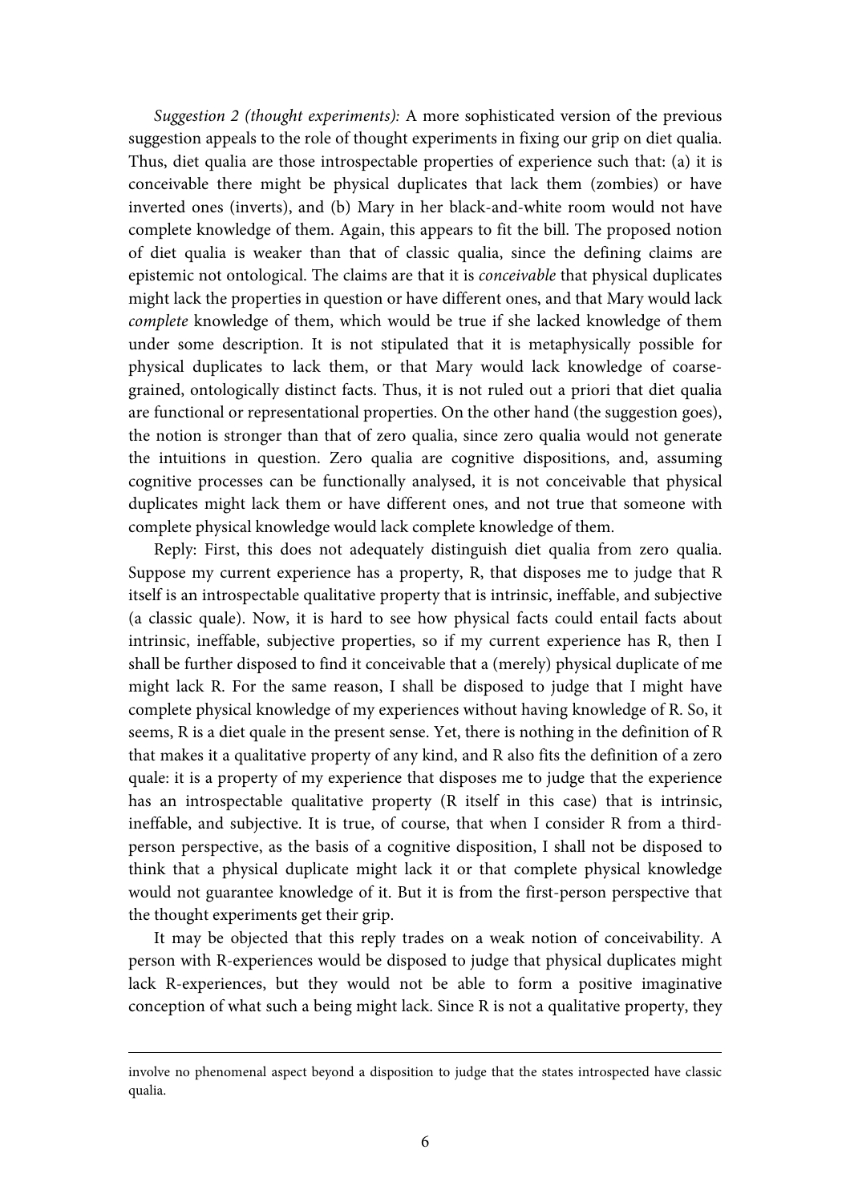*Suggestion 2 (thought experiments):* A more sophisticated version of the previous suggestion appeals to the role of thought experiments in fixing our grip on diet qualia. Thus, diet qualia are those introspectable properties of experience such that: (a) it is conceivable there might be physical duplicates that lack them (zombies) or have inverted ones (inverts), and (b) Mary in her black-and-white room would not have complete knowledge of them. Again, this appears to fit the bill. The proposed notion of diet qualia is weaker than that of classic qualia, since the defining claims are epistemic not ontological. The claims are that it is *conceivable* that physical duplicates might lack the properties in question or have different ones, and that Mary would lack *complete* knowledge of them, which would be true if she lacked knowledge of them under some description. It is not stipulated that it is metaphysically possible for physical duplicates to lack them, or that Mary would lack knowledge of coarse-grained, ontologically distinct facts. Thus, it is not ruled out a priori that diet qualia are functional or representational properties. On the other hand (the suggestion goes), the notion is stronger than that of zero qualia, since zero qualia would not generate the intuitions in question. Zero qualia are cognitive dispositions, and, assuming cognitive processes can be functionally analysed, it is not conceivable that physical duplicates might lack them or have different ones, and not true that someone with complete physical knowledge would lack complete knowledge of them.

Reply: First, this does not adequately distinguish diet qualia from zero qualia. Suppose my current experience has a property, R, that disposes me to judge that R itself is an introspectable qualitative property that is intrinsic, ineffable, and subjective (a classic quale). Now, it is hard to see how physical facts could entail facts about intrinsic, ineffable, subjective properties, so if my current experience has R, then I shall be further disposed to find it conceivable that a (merely) physical duplicate of me might lack R. For the same reason, I shall be disposed to judge that I might have complete physical knowledge of my experiences without having knowledge of R. So, it seems, R is a diet quale in the present sense. Yet, there is nothing in the definition of R that makes it a qualitative property of any kind, and R also fits the definition of a zero quale: it is a property of my experience that disposes me to judge that the experience has an introspectable qualitative property (R itself in this case) that is intrinsic, ineffable, and subjective. It is true, of course, that when I consider R from a third-person perspective, as the basis of a cognitive disposition, I shall not be disposed to think that a physical duplicate might lack it or that complete physical knowledge would not guarantee knowledge of it. But it is from the first-person perspective that the thought experiments get their grip.

It may be objected that this reply trades on a weak notion of conceivability. A person with R-experiences would be disposed to judge that physical duplicates might lack R-experiences, but they would not be able to form a positive imaginative conception of what such a being might lack. Since R is not a qualitative property, they

involve no phenomenal aspect beyond a disposition to judge that the states introspected have classic qualia.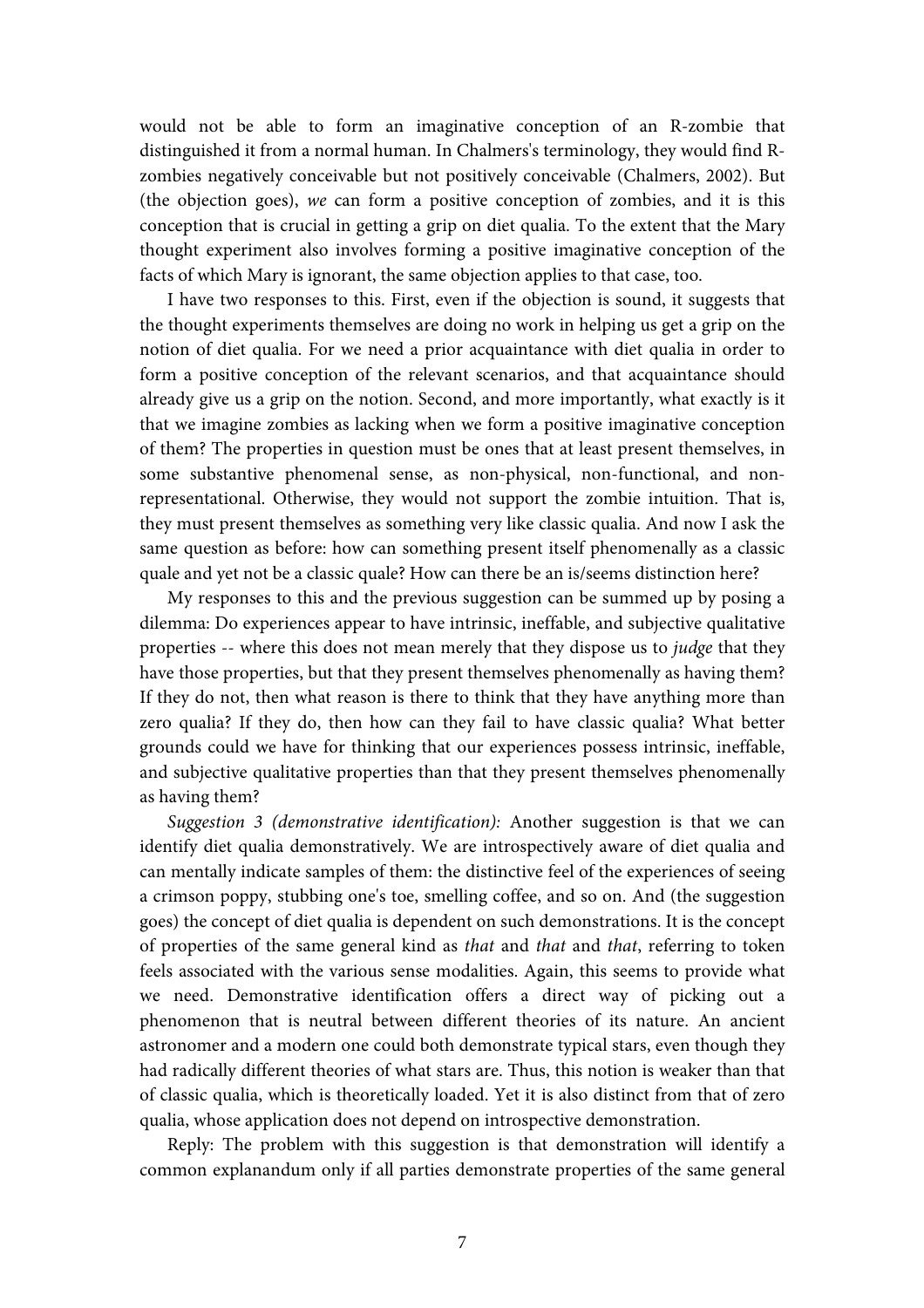would not be able to form an imaginative conception of an R-zombie that distinguished it from a normal human. In Chalmers's terminology, they would find R-zombies negatively conceivable but not positively conceivable (Chalmers, 2002). But (the objection goes), *we* can form a positive conception of zombies, and it is this conception that is crucial in getting a grip on diet qualia. To the extent that the Mary thought experiment also involves forming a positive imaginative conception of the facts of which Mary is ignorant, the same objection applies to that case, too.

I have two responses to this. First, even if the objection is sound, it suggests that the thought experiments themselves are doing no work in helping us get a grip on the notion of diet qualia. For we need a prior acquaintance with diet qualia in order to form a positive conception of the relevant scenarios, and that acquaintance should already give us a grip on the notion. Second, and more importantly, what exactly is it that we imagine zombies as lacking when we form a positive imaginative conception of them? The properties in question must be ones that at least present themselves, in some substantive phenomenal sense, as non-physical, non-functional, and non-representational. Otherwise, they would not support the zombie intuition. That is, they must present themselves as something very like classic qualia. And now I ask the same question as before: how can something present itself phenomenally as a classic quale and yet not be a classic quale? How can there be an is/seems distinction here?

My responses to this and the previous suggestion can be summed up by posing a dilemma: Do experiences appear to have intrinsic, ineffable, and subjective qualitative properties -- where this does not mean merely that they dispose us to *judge* that they have those properties, but that they present themselves phenomenally as having them? If they do not, then what reason is there to think that they have anything more than zero qualia? If they do, then how can they fail to have classic qualia? What better grounds could we have for thinking that our experiences possess intrinsic, ineffable, and subjective qualitative properties than that they present themselves phenomenally as having them?

*Suggestion 3 (demonstrative identification):* Another suggestion is that we can identify diet qualia demonstratively. We are introspectively aware of diet qualia and can mentally indicate samples of them: the distinctive feel of the experiences of seeing a crimson poppy, stubbing one's toe, smelling coffee, and so on. And (the suggestion goes) the concept of diet qualia is dependent on such demonstrations. It is the concept of properties of the same general kind as *that* and *that* and *that*, referring to token feels associated with the various sense modalities. Again, this seems to provide what we need. Demonstrative identification offers a direct way of picking out a phenomenon that is neutral between different theories of its nature. An ancient astronomer and a modern one could both demonstrate typical stars, even though they had radically different theories of what stars are. Thus, this notion is weaker than that of classic qualia, which is theoretically loaded. Yet it is also distinct from that of zero qualia, whose application does not depend on introspective demonstration.

Reply: The problem with this suggestion is that demonstration will identify a common explanandum only if all parties demonstrate properties of the same general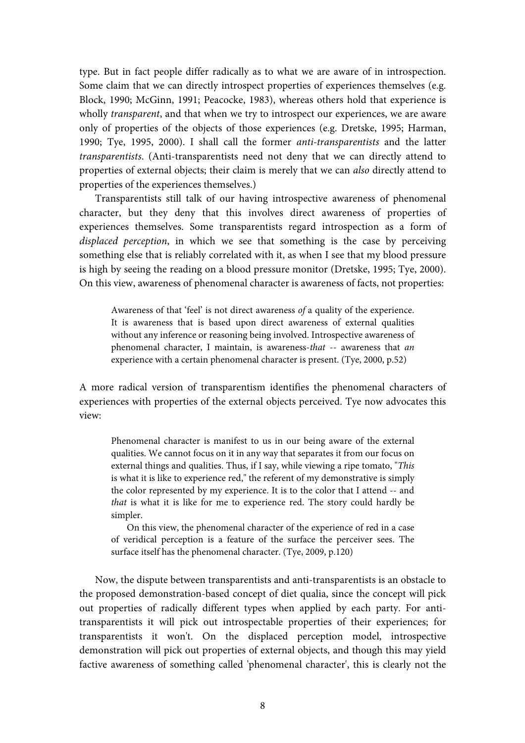type. But in fact people differ radically as to what we are aware of in introspection. Some claim that we can directly introspect properties of experiences themselves (e.g. Block, 1990; McGinn, 1991; Peacocke, 1983), whereas others hold that experience is wholly *transparent*, and that when we try to introspect our experiences, we are aware only of properties of the objects of those experiences (e.g. Dretske, 1995; Harman, 1990; Tye, 1995, 2000). I shall call the former *anti-transparentists* and the latter *transparentists*. (Anti-transparentists need not deny that we can directly attend to properties of external objects; their claim is merely that we can *also* directly attend to properties of the experiences themselves.)

Transparentists still talk of our having introspective awareness of phenomenal character, but they deny that this involves direct awareness of properties of experiences themselves. Some transparentists regard introspection as a form of *displaced perception*, in which we see that something is the case by perceiving something else that is reliably correlated with it, as when I see that my blood pressure is high by seeing the reading on a blood pressure monitor (Dretske, 1995; Tye, 2000). On this view, awareness of phenomenal character is awareness of facts, not properties:

> Awareness of that 'feel' is not direct awareness *of* a quality of the experience. It is awareness that is based upon direct awareness of external qualities without any inference or reasoning being involved. Introspective awareness of phenomenal character, I maintain, is awareness-*that* -- awareness that *an* experience with a certain phenomenal character is present. (Tye, 2000, p.52)

A more radical version of transparentism identifies the phenomenal characters of experiences with properties of the external objects perceived. Tye now advocates this view:

> Phenomenal character is manifest to us in our being aware of the external qualities. We cannot focus on it in any way that separates it from our focus on external things and qualities. Thus, if I say, while viewing a ripe tomato, "*This* is what it is like to experience red," the referent of my demonstrative is simply the color represented by my experience. It is to the color that I attend -- and *that* is what it is like for me to experience red. The story could hardly be simpler.
>
> On this view, the phenomenal character of the experience of red in a case of veridical perception is a feature of the surface the perceiver sees. The surface itself has the phenomenal character. (Tye, 2009, p.120)

Now, the dispute between transparentists and anti-transparentists is an obstacle to the proposed demonstration-based concept of diet qualia, since the concept will pick out properties of radically different types when applied by each party. For anti-transparentists it will pick out introspectable properties of their experiences; for transparentists it won't. On the displaced perception model, introspective demonstration will pick out properties of external objects, and though this may yield factive awareness of something called 'phenomenal character', this is clearly not the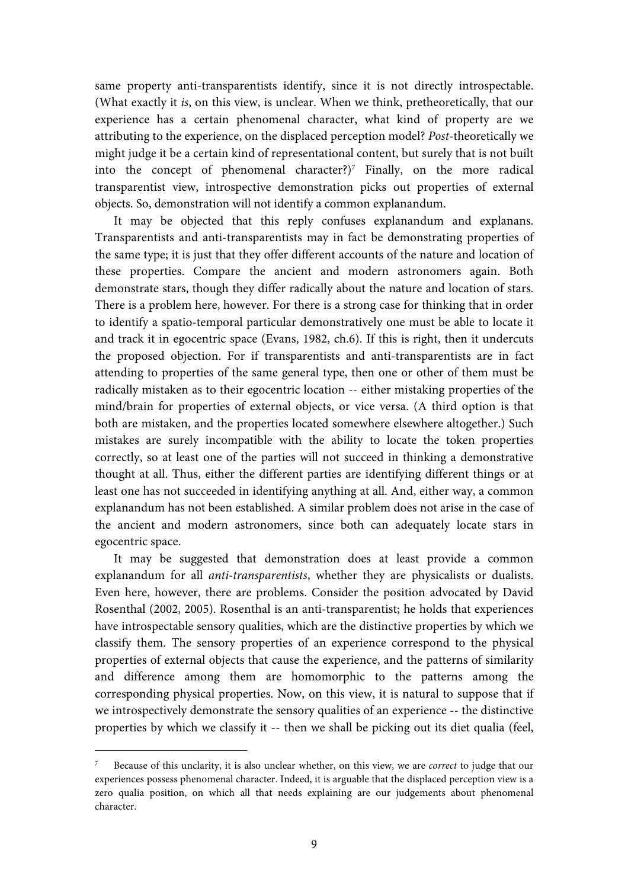same property anti-transparentists identify, since it is not directly introspectable. (What exactly it *is*, on this view, is unclear. When we think, pretheoretically, that our experience has a certain phenomenal character, what kind of property are we attributing to the experience, on the displaced perception model? *Post*-theoretically we might judge it be a certain kind of representational content, but surely that is not built into the concept of phenomenal character?)[7] Finally, on the more radical transparentist view, introspective demonstration picks out properties of external objects. So, demonstration will not identify a common explanandum.

It may be objected that this reply confuses explanandum and explanans. Transparentists and anti-transparentists may in fact be demonstrating properties of the same type; it is just that they offer different accounts of the nature and location of these properties. Compare the ancient and modern astronomers again. Both demonstrate stars, though they differ radically about the nature and location of stars. There is a problem here, however. For there is a strong case for thinking that in order to identify a spatio-temporal particular demonstratively one must be able to locate it and track it in egocentric space (Evans, 1982, ch.6). If this is right, then it undercuts the proposed objection. For if transparentists and anti-transparentists are in fact attending to properties of the same general type, then one or other of them must be radically mistaken as to their egocentric location -- either mistaking properties of the mind/brain for properties of external objects, or vice versa. (A third option is that both are mistaken, and the properties located somewhere elsewhere altogether.) Such mistakes are surely incompatible with the ability to locate the token properties correctly, so at least one of the parties will not succeed in thinking a demonstrative thought at all. Thus, either the different parties are identifying different things or at least one has not succeeded in identifying anything at all. And, either way, a common explanandum has not been established. A similar problem does not arise in the case of the ancient and modern astronomers, since both can adequately locate stars in egocentric space.

It may be suggested that demonstration does at least provide a common explanandum for all *anti-transparentists*, whether they are physicalists or dualists. Even here, however, there are problems. Consider the position advocated by David Rosenthal (2002, 2005). Rosenthal is an anti-transparentist; he holds that experiences have introspectable sensory qualities, which are the distinctive properties by which we classify them. The sensory properties of an experience correspond to the physical properties of external objects that cause the experience, and the patterns of similarity and difference among them are homomorphic to the patterns among the corresponding physical properties. Now, on this view, it is natural to suppose that if we introspectively demonstrate the sensory qualities of an experience -- the distinctive properties by which we classify it -- then we shall be picking out its diet qualia (feel,

---

[7] Because of this unclarity, it is also unclear whether, on this view, we are *correct* to judge that our experiences possess phenomenal character. Indeed, it is arguable that the displaced perception view is a zero qualia position, on which all that needs explaining are our judgements about phenomenal character.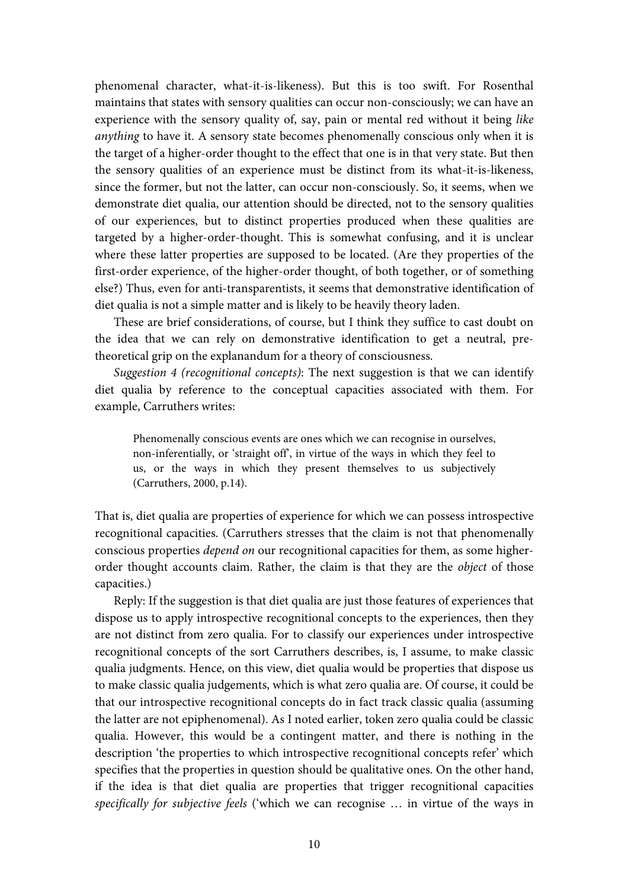phenomenal character, what-it-is-likeness). But this is too swift. For Rosenthal maintains that states with sensory qualities can occur non-consciously; we can have an experience with the sensory quality of, say, pain or mental red without it being *like anything* to have it. A sensory state becomes phenomenally conscious only when it is the target of a higher-order thought to the effect that one is in that very state. But then the sensory qualities of an experience must be distinct from its what-it-is-likeness, since the former, but not the latter, can occur non-consciously. So, it seems, when we demonstrate diet qualia, our attention should be directed, not to the sensory qualities of our experiences, but to distinct properties produced when these qualities are targeted by a higher-order-thought. This is somewhat confusing, and it is unclear where these latter properties are supposed to be located. (Are they properties of the first-order experience, of the higher-order thought, of both together, or of something else?) Thus, even for anti-transparentists, it seems that demonstrative identification of diet qualia is not a simple matter and is likely to be heavily theory laden.

These are brief considerations, of course, but I think they suffice to cast doubt on the idea that we can rely on demonstrative identification to get a neutral, pre-theoretical grip on the explanandum for a theory of consciousness.

*Suggestion 4 (recognitional concepts)*: The next suggestion is that we can identify diet qualia by reference to the conceptual capacities associated with them. For example, Carruthers writes:

> Phenomenally conscious events are ones which we can recognise in ourselves, non-inferentially, or 'straight off', in virtue of the ways in which they feel to us, or the ways in which they present themselves to us subjectively (Carruthers, 2000, p.14).

That is, diet qualia are properties of experience for which we can possess introspective recognitional capacities. (Carruthers stresses that the claim is not that phenomenally conscious properties *depend on* our recognitional capacities for them, as some higher-order thought accounts claim. Rather, the claim is that they are the *object* of those capacities.)

Reply: If the suggestion is that diet qualia are just those features of experiences that dispose us to apply introspective recognitional concepts to the experiences, then they are not distinct from zero qualia. For to classify our experiences under introspective recognitional concepts of the sort Carruthers describes, is, I assume, to make classic qualia judgments. Hence, on this view, diet qualia would be properties that dispose us to make classic qualia judgements, which is what zero qualia are. Of course, it could be that our introspective recognitional concepts do in fact track classic qualia (assuming the latter are not epiphenomenal). As I noted earlier, token zero qualia could be classic qualia. However, this would be a contingent matter, and there is nothing in the description 'the properties to which introspective recognitional concepts refer' which specifies that the properties in question should be qualitative ones. On the other hand, if the idea is that diet qualia are properties that trigger recognitional capacities *specifically for subjective feels* ('which we can recognise … in virtue of the ways in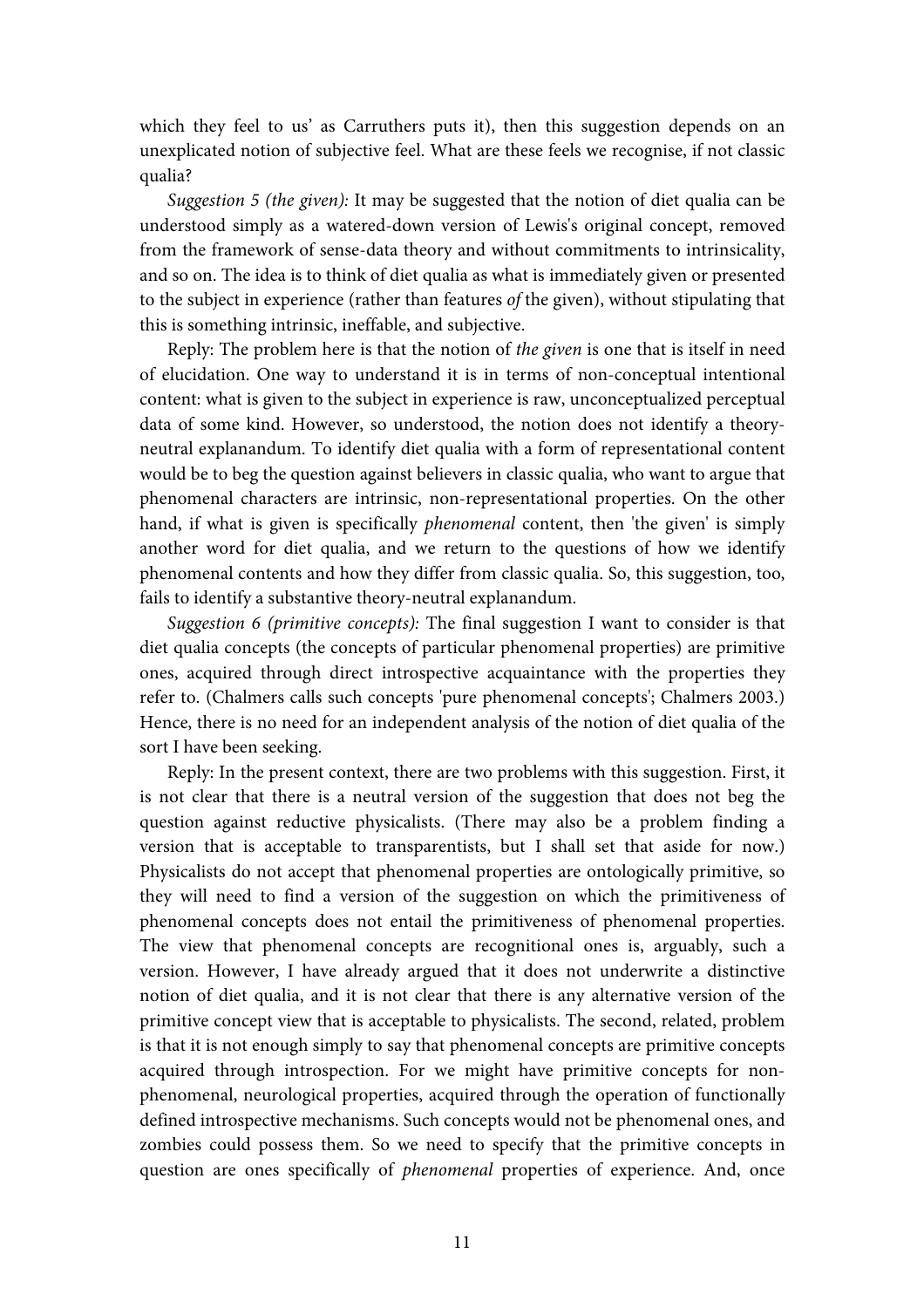which they feel to us' as Carruthers puts it), then this suggestion depends on an unexplicated notion of subjective feel. What are these feels we recognise, if not classic qualia?

*Suggestion 5 (the given):* It may be suggested that the notion of diet qualia can be understood simply as a watered-down version of Lewis's original concept, removed from the framework of sense-data theory and without commitments to intrinsicality, and so on. The idea is to think of diet qualia as what is immediately given or presented to the subject in experience (rather than features *of* the given), without stipulating that this is something intrinsic, ineffable, and subjective.

Reply: The problem here is that the notion of *the given* is one that is itself in need of elucidation. One way to understand it is in terms of non-conceptual intentional content: what is given to the subject in experience is raw, unconceptualized perceptual data of some kind. However, so understood, the notion does not identify a theory-neutral explanandum. To identify diet qualia with a form of representational content would be to beg the question against believers in classic qualia, who want to argue that phenomenal characters are intrinsic, non-representational properties. On the other hand, if what is given is specifically *phenomenal* content, then 'the given' is simply another word for diet qualia, and we return to the questions of how we identify phenomenal contents and how they differ from classic qualia. So, this suggestion, too, fails to identify a substantive theory-neutral explanandum.

*Suggestion 6 (primitive concepts):* The final suggestion I want to consider is that diet qualia concepts (the concepts of particular phenomenal properties) are primitive ones, acquired through direct introspective acquaintance with the properties they refer to. (Chalmers calls such concepts 'pure phenomenal concepts'; Chalmers 2003.) Hence, there is no need for an independent analysis of the notion of diet qualia of the sort I have been seeking.

Reply: In the present context, there are two problems with this suggestion. First, it is not clear that there is a neutral version of the suggestion that does not beg the question against reductive physicalists. (There may also be a problem finding a version that is acceptable to transparentists, but I shall set that aside for now.) Physicalists do not accept that phenomenal properties are ontologically primitive, so they will need to find a version of the suggestion on which the primitiveness of phenomenal concepts does not entail the primitiveness of phenomenal properties. The view that phenomenal concepts are recognitional ones is, arguably, such a version. However, I have already argued that it does not underwrite a distinctive notion of diet qualia, and it is not clear that there is any alternative version of the primitive concept view that is acceptable to physicalists. The second, related, problem is that it is not enough simply to say that phenomenal concepts are primitive concepts acquired through introspection. For we might have primitive concepts for non-phenomenal, neurological properties, acquired through the operation of functionally defined introspective mechanisms. Such concepts would not be phenomenal ones, and zombies could possess them. So we need to specify that the primitive concepts in question are ones specifically of *phenomenal* properties of experience. And, once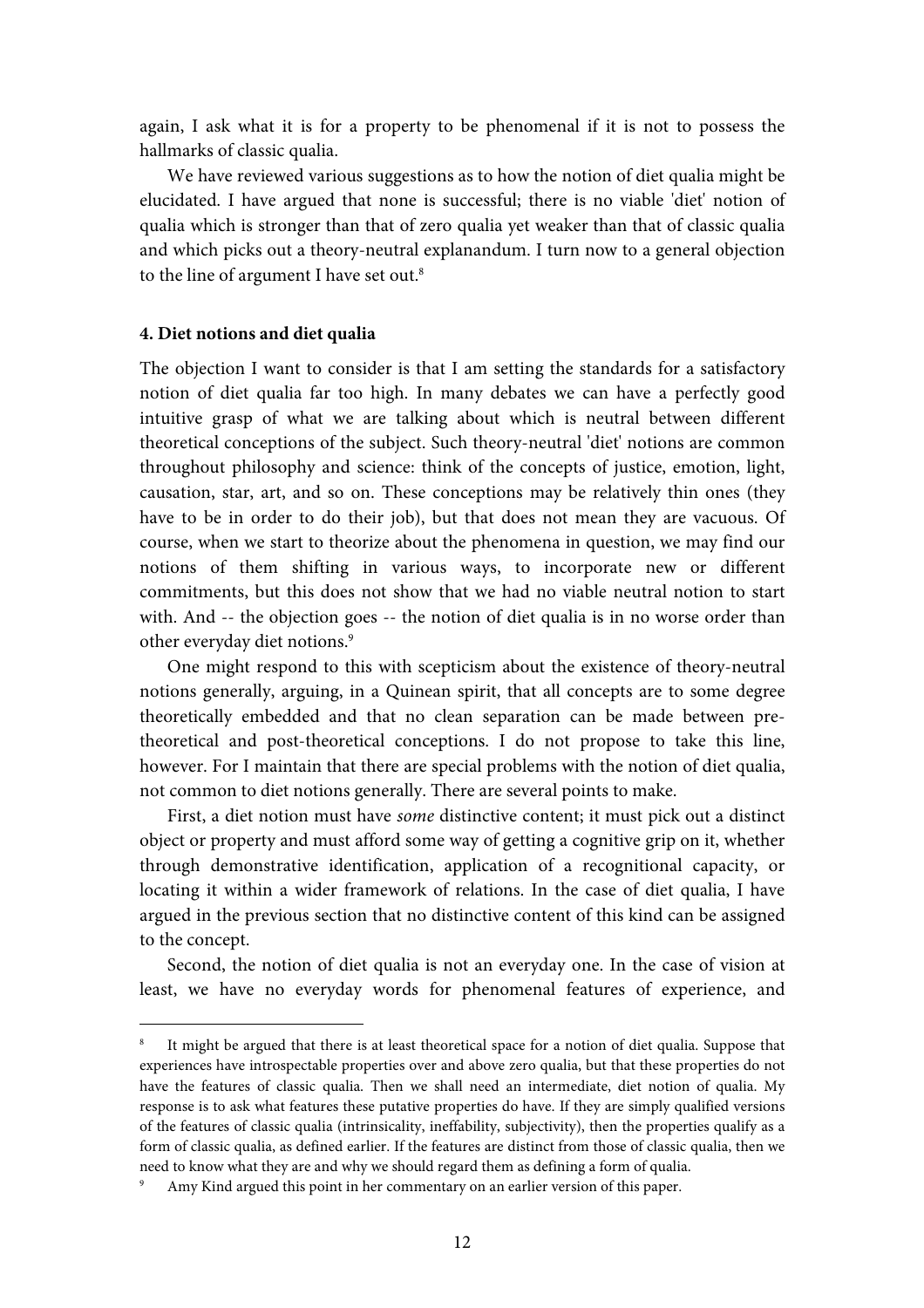again, I ask what it is for a property to be phenomenal if it is not to possess the hallmarks of classic qualia.

We have reviewed various suggestions as to how the notion of diet qualia might be elucidated. I have argued that none is successful; there is no viable 'diet' notion of qualia which is stronger than that of zero qualia yet weaker than that of classic qualia and which picks out a theory-neutral explanandum. I turn now to a general objection to the line of argument I have set out.[8]

#### 4. Diet notions and diet qualia

The objection I want to consider is that I am setting the standards for a satisfactory notion of diet qualia far too high. In many debates we can have a perfectly good intuitive grasp of what we are talking about which is neutral between different theoretical conceptions of the subject. Such theory-neutral 'diet' notions are common throughout philosophy and science: think of the concepts of justice, emotion, light, causation, star, art, and so on. These conceptions may be relatively thin ones (they have to be in order to do their job), but that does not mean they are vacuous. Of course, when we start to theorize about the phenomena in question, we may find our notions of them shifting in various ways, to incorporate new or different commitments, but this does not show that we had no viable neutral notion to start with. And -- the objection goes -- the notion of diet qualia is in no worse order than other everyday diet notions.[9]

One might respond to this with scepticism about the existence of theory-neutral notions generally, arguing, in a Quinean spirit, that all concepts are to some degree theoretically embedded and that no clean separation can be made between pre-theoretical and post-theoretical conceptions. I do not propose to take this line, however. For I maintain that there are special problems with the notion of diet qualia, not common to diet notions generally. There are several points to make.

First, a diet notion must have *some* distinctive content; it must pick out a distinct object or property and must afford some way of getting a cognitive grip on it, whether through demonstrative identification, application of a recognitional capacity, or locating it within a wider framework of relations. In the case of diet qualia, I have argued in the previous section that no distinctive content of this kind can be assigned to the concept.

Second, the notion of diet qualia is not an everyday one. In the case of vision at least, we have no everyday words for phenomenal features of experience, and

---

[8] It might be argued that there is at least theoretical space for a notion of diet qualia. Suppose that experiences have introspectable properties over and above zero qualia, but that these properties do not have the features of classic qualia. Then we shall need an intermediate, diet notion of qualia. My response is to ask what features these putative properties do have. If they are simply qualified versions of the features of classic qualia (intrinsicality, ineffability, subjectivity), then the properties qualify as a form of classic qualia, as defined earlier. If the features are distinct from those of classic qualia, then we need to know what they are and why we should regard them as defining a form of qualia.

[9] Amy Kind argued this point in her commentary on an earlier version of this paper.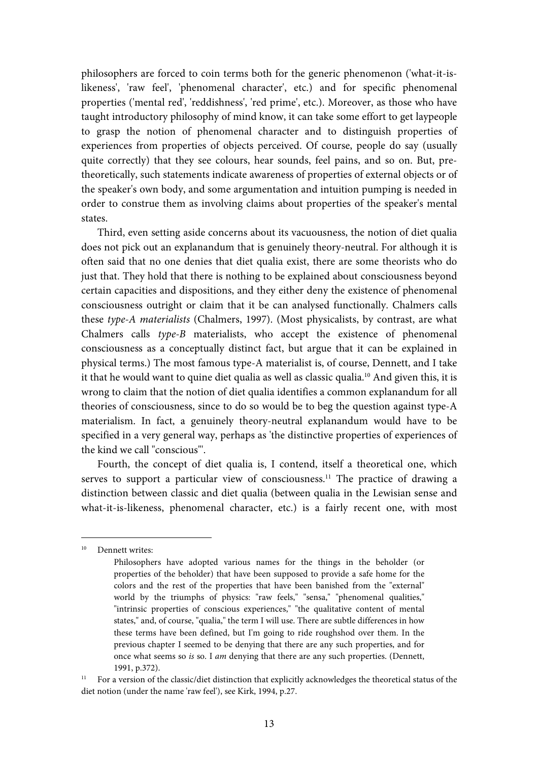philosophers are forced to coin terms both for the generic phenomenon ('what-it-is-likeness', 'raw feel', 'phenomenal character', etc.) and for specific phenomenal properties ('mental red', 'reddishness', 'red prime', etc.). Moreover, as those who have taught introductory philosophy of mind know, it can take some effort to get laypeople to grasp the notion of phenomenal character and to distinguish properties of experiences from properties of objects perceived. Of course, people do say (usually quite correctly) that they see colours, hear sounds, feel pains, and so on. But, pre-theoretically, such statements indicate awareness of properties of external objects or of the speaker's own body, and some argumentation and intuition pumping is needed in order to construe them as involving claims about properties of the speaker's mental states.

Third, even setting aside concerns about its vacuousness, the notion of diet qualia does not pick out an explanandum that is genuinely theory-neutral. For although it is often said that no one denies that diet qualia exist, there are some theorists who do just that. They hold that there is nothing to be explained about consciousness beyond certain capacities and dispositions, and they either deny the existence of phenomenal consciousness outright or claim that it be can analysed functionally. Chalmers calls these *type-A materialists* (Chalmers, 1997). (Most physicalists, by contrast, are what Chalmers calls *type-B* materialists, who accept the existence of phenomenal consciousness as a conceptually distinct fact, but argue that it can be explained in physical terms.) The most famous type-A materialist is, of course, Dennett, and I take it that he would want to quine diet qualia as well as classic qualia.[10] And given this, it is wrong to claim that the notion of diet qualia identifies a common explanandum for all theories of consciousness, since to do so would be to beg the question against type-A materialism. In fact, a genuinely theory-neutral explanandum would have to be specified in a very general way, perhaps as 'the distinctive properties of experiences of the kind we call "conscious"'.

Fourth, the concept of diet qualia is, I contend, itself a theoretical one, which serves to support a particular view of consciousness.[11] The practice of drawing a distinction between classic and diet qualia (between qualia in the Lewisian sense and what-it-is-likeness, phenomenal character, etc.) is a fairly recent one, with most

---

[10] Dennett writes:

> Philosophers have adopted various names for the things in the beholder (or properties of the beholder) that have been supposed to provide a safe home for the colors and the rest of the properties that have been banished from the "external" world by the triumphs of physics: "raw feels," "sensa," "phenomenal qualities," "intrinsic properties of conscious experiences," "the qualitative content of mental states," and, of course, "qualia," the term I will use. There are subtle differences in how these terms have been defined, but I'm going to ride roughshod over them. In the previous chapter I seemed to be denying that there are any such properties, and for once what seems so *is* so. I *am* denying that there are any such properties. (Dennett, 1991, p.372).

[11] For a version of the classic/diet distinction that explicitly acknowledges the theoretical status of the diet notion (under the name 'raw feel'), see Kirk, 1994, p.27.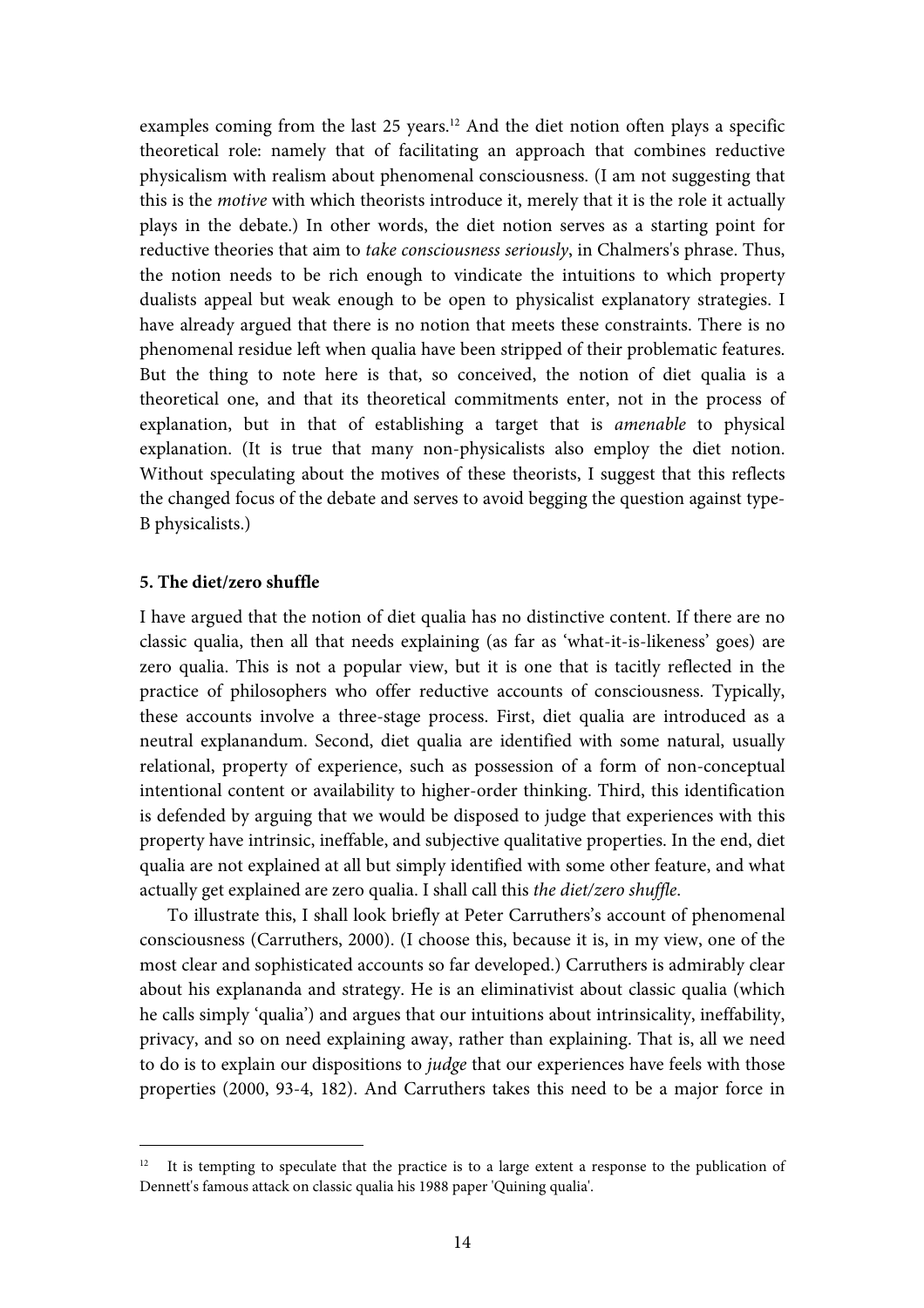examples coming from the last 25 years.[12] And the diet notion often plays a specific theoretical role: namely that of facilitating an approach that combines reductive physicalism with realism about phenomenal consciousness. (I am not suggesting that this is the *motive* with which theorists introduce it, merely that it is the role it actually plays in the debate.) In other words, the diet notion serves as a starting point for reductive theories that aim to *take consciousness seriously*, in Chalmers's phrase. Thus, the notion needs to be rich enough to vindicate the intuitions to which property dualists appeal but weak enough to be open to physicalist explanatory strategies. I have already argued that there is no notion that meets these constraints. There is no phenomenal residue left when qualia have been stripped of their problematic features. But the thing to note here is that, so conceived, the notion of diet qualia is a theoretical one, and that its theoretical commitments enter, not in the process of explanation, but in that of establishing a target that is *amenable* to physical explanation. (It is true that many non-physicalists also employ the diet notion. Without speculating about the motives of these theorists, I suggest that this reflects the changed focus of the debate and serves to avoid begging the question against type-B physicalists.)

**5. The diet/zero shuffle**

I have argued that the notion of diet qualia has no distinctive content. If there are no classic qualia, then all that needs explaining (as far as 'what-it-is-likeness' goes) are zero qualia. This is not a popular view, but it is one that is tacitly reflected in the practice of philosophers who offer reductive accounts of consciousness. Typically, these accounts involve a three-stage process. First, diet qualia are introduced as a neutral explanandum. Second, diet qualia are identified with some natural, usually relational, property of experience, such as possession of a form of non-conceptual intentional content or availability to higher-order thinking. Third, this identification is defended by arguing that we would be disposed to judge that experiences with this property have intrinsic, ineffable, and subjective qualitative properties. In the end, diet qualia are not explained at all but simply identified with some other feature, and what actually get explained are zero qualia. I shall call this *the diet/zero shuffle*.

To illustrate this, I shall look briefly at Peter Carruthers's account of phenomenal consciousness (Carruthers, 2000). (I choose this, because it is, in my view, one of the most clear and sophisticated accounts so far developed.) Carruthers is admirably clear about his explananda and strategy. He is an eliminativist about classic qualia (which he calls simply 'qualia') and argues that our intuitions about intrinsicality, ineffability, privacy, and so on need explaining away, rather than explaining. That is, all we need to do is to explain our dispositions to *judge* that our experiences have feels with those properties (2000, 93-4, 182). And Carruthers takes this need to be a major force in

[12] It is tempting to speculate that the practice is to a large extent a response to the publication of Dennett's famous attack on classic qualia his 1988 paper 'Quining qualia'.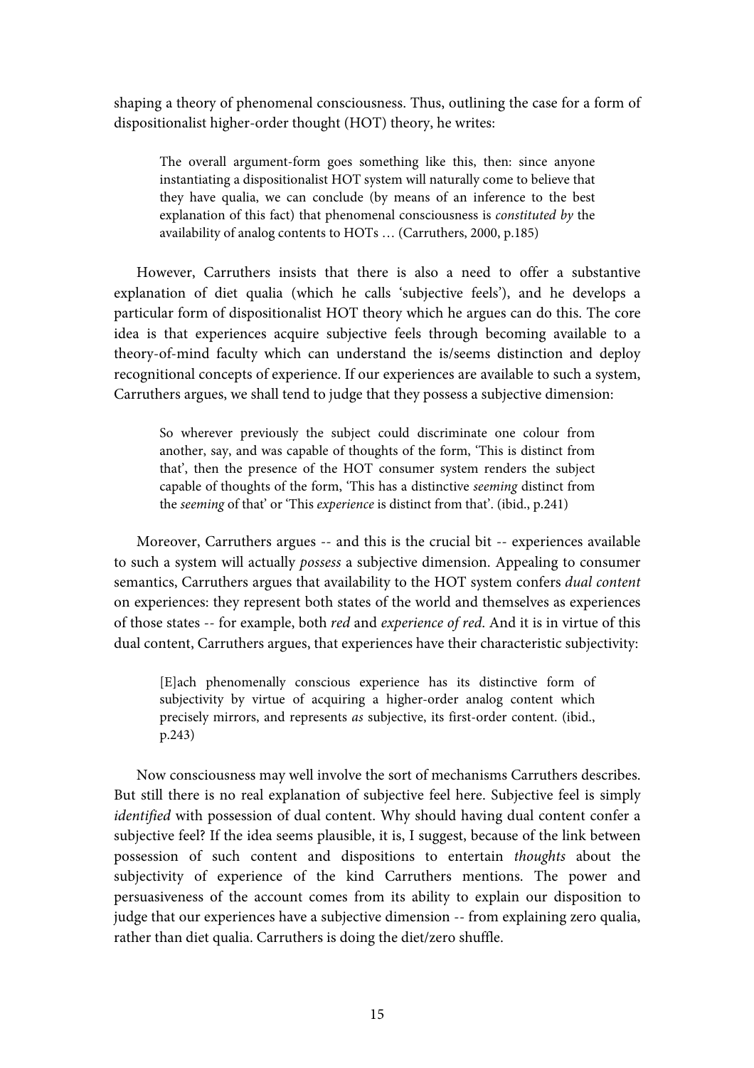shaping a theory of phenomenal consciousness. Thus, outlining the case for a form of dispositionalist higher-order thought (HOT) theory, he writes:

> The overall argument-form goes something like this, then: since anyone instantiating a dispositionalist HOT system will naturally come to believe that they have qualia, we can conclude (by means of an inference to the best explanation of this fact) that phenomenal consciousness is *constituted by* the availability of analog contents to HOTs … (Carruthers, 2000, p.185)

However, Carruthers insists that there is also a need to offer a substantive explanation of diet qualia (which he calls 'subjective feels'), and he develops a particular form of dispositionalist HOT theory which he argues can do this. The core idea is that experiences acquire subjective feels through becoming available to a theory-of-mind faculty which can understand the is/seems distinction and deploy recognitional concepts of experience. If our experiences are available to such a system, Carruthers argues, we shall tend to judge that they possess a subjective dimension:

> So wherever previously the subject could discriminate one colour from another, say, and was capable of thoughts of the form, 'This is distinct from that', then the presence of the HOT consumer system renders the subject capable of thoughts of the form, 'This has a distinctive *seeming* distinct from the *seeming* of that' or 'This *experience* is distinct from that'. (ibid., p.241)

Moreover, Carruthers argues -- and this is the crucial bit -- experiences available to such a system will actually *possess* a subjective dimension. Appealing to consumer semantics, Carruthers argues that availability to the HOT system confers *dual content* on experiences: they represent both states of the world and themselves as experiences of those states -- for example, both *red* and *experience of red*. And it is in virtue of this dual content, Carruthers argues, that experiences have their characteristic subjectivity:

> [E]ach phenomenally conscious experience has its distinctive form of subjectivity by virtue of acquiring a higher-order analog content which precisely mirrors, and represents *as* subjective, its first-order content. (ibid., p.243)

Now consciousness may well involve the sort of mechanisms Carruthers describes. But still there is no real explanation of subjective feel here. Subjective feel is simply *identified* with possession of dual content. Why should having dual content confer a subjective feel? If the idea seems plausible, it is, I suggest, because of the link between possession of such content and dispositions to entertain *thoughts* about the subjectivity of experience of the kind Carruthers mentions. The power and persuasiveness of the account comes from its ability to explain our disposition to judge that our experiences have a subjective dimension -- from explaining zero qualia, rather than diet qualia. Carruthers is doing the diet/zero shuffle.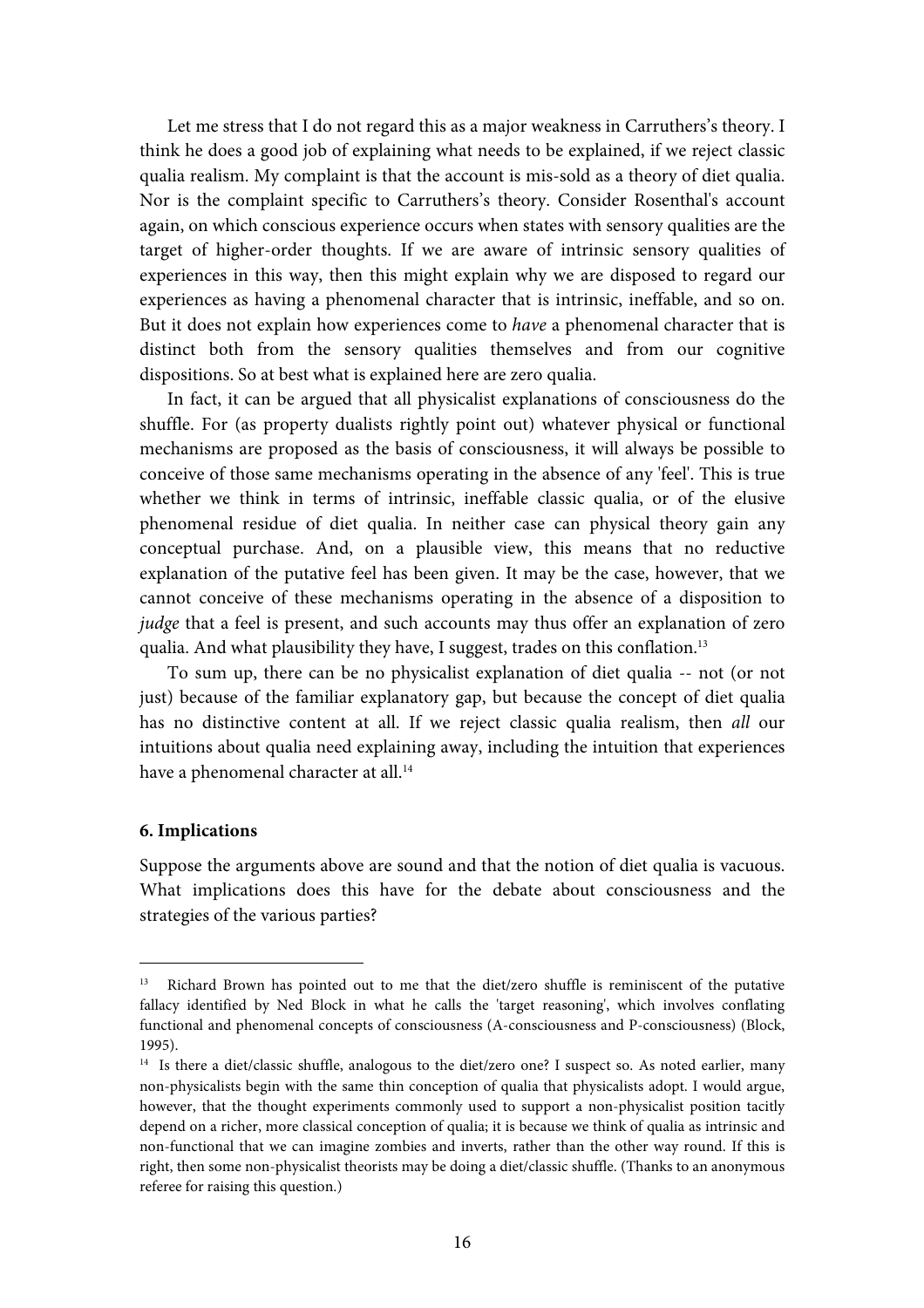Let me stress that I do not regard this as a major weakness in Carruthers's theory. I think he does a good job of explaining what needs to be explained, if we reject classic qualia realism. My complaint is that the account is mis-sold as a theory of diet qualia. Nor is the complaint specific to Carruthers's theory. Consider Rosenthal's account again, on which conscious experience occurs when states with sensory qualities are the target of higher-order thoughts. If we are aware of intrinsic sensory qualities of experiences in this way, then this might explain why we are disposed to regard our experiences as having a phenomenal character that is intrinsic, ineffable, and so on. But it does not explain how experiences come to *have* a phenomenal character that is distinct both from the sensory qualities themselves and from our cognitive dispositions. So at best what is explained here are zero qualia.

In fact, it can be argued that all physicalist explanations of consciousness do the shuffle. For (as property dualists rightly point out) whatever physical or functional mechanisms are proposed as the basis of consciousness, it will always be possible to conceive of those same mechanisms operating in the absence of any 'feel'. This is true whether we think in terms of intrinsic, ineffable classic qualia, or of the elusive phenomenal residue of diet qualia. In neither case can physical theory gain any conceptual purchase. And, on a plausible view, this means that no reductive explanation of the putative feel has been given. It may be the case, however, that we cannot conceive of these mechanisms operating in the absence of a disposition to *judge* that a feel is present, and such accounts may thus offer an explanation of zero qualia. And what plausibility they have, I suggest, trades on this conflation.[13]

To sum up, there can be no physicalist explanation of diet qualia -- not (or not just) because of the familiar explanatory gap, but because the concept of diet qualia has no distinctive content at all. If we reject classic qualia realism, then *all* our intuitions about qualia need explaining away, including the intuition that experiences have a phenomenal character at all.[14]

### 6. Implications

Suppose the arguments above are sound and that the notion of diet qualia is vacuous. What implications does this have for the debate about consciousness and the strategies of the various parties?

---

[13] Richard Brown has pointed out to me that the diet/zero shuffle is reminiscent of the putative fallacy identified by Ned Block in what he calls the 'target reasoning', which involves conflating functional and phenomenal concepts of consciousness (A-consciousness and P-consciousness) (Block, 1995).

[14] Is there a diet/classic shuffle, analogous to the diet/zero one? I suspect so. As noted earlier, many non-physicalists begin with the same thin conception of qualia that physicalists adopt. I would argue, however, that the thought experiments commonly used to support a non-physicalist position tacitly depend on a richer, more classical conception of qualia; it is because we think of qualia as intrinsic and non-functional that we can imagine zombies and inverts, rather than the other way round. If this is right, then some non-physicalist theorists may be doing a diet/classic shuffle. (Thanks to an anonymous referee for raising this question.)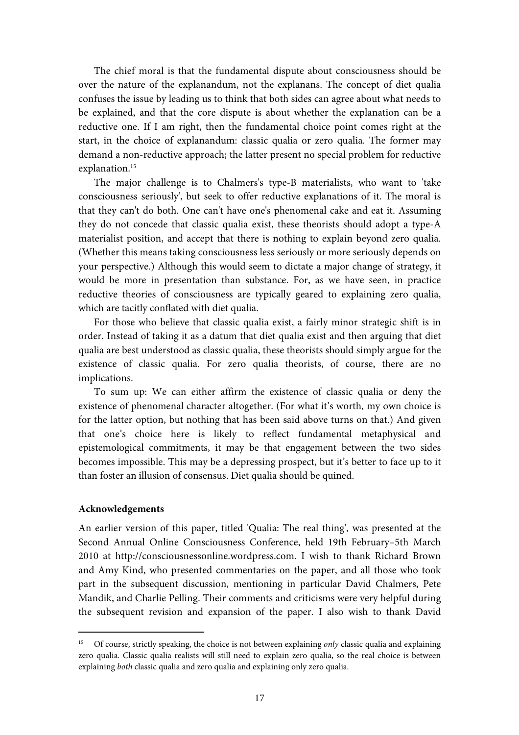The chief moral is that the fundamental dispute about consciousness should be over the nature of the explanandum, not the explanans. The concept of diet qualia confuses the issue by leading us to think that both sides can agree about what needs to be explained, and that the core dispute is about whether the explanation can be a reductive one. If I am right, then the fundamental choice point comes right at the start, in the choice of explanandum: classic qualia or zero qualia. The former may demand a non-reductive approach; the latter present no special problem for reductive explanation.[15]

The major challenge is to Chalmers's type-B materialists, who want to 'take consciousness seriously', but seek to offer reductive explanations of it. The moral is that they can't do both. One can't have one's phenomenal cake and eat it. Assuming they do not concede that classic qualia exist, these theorists should adopt a type-A materialist position, and accept that there is nothing to explain beyond zero qualia. (Whether this means taking consciousness less seriously or more seriously depends on your perspective.) Although this would seem to dictate a major change of strategy, it would be more in presentation than substance. For, as we have seen, in practice reductive theories of consciousness are typically geared to explaining zero qualia, which are tacitly conflated with diet qualia.

For those who believe that classic qualia exist, a fairly minor strategic shift is in order. Instead of taking it as a datum that diet qualia exist and then arguing that diet qualia are best understood as classic qualia, these theorists should simply argue for the existence of classic qualia. For zero qualia theorists, of course, there are no implications.

To sum up: We can either affirm the existence of classic qualia or deny the existence of phenomenal character altogether. (For what it's worth, my own choice is for the latter option, but nothing that has been said above turns on that.) And given that one's choice here is likely to reflect fundamental metaphysical and epistemological commitments, it may be that engagement between the two sides becomes impossible. This may be a depressing prospect, but it's better to face up to it than foster an illusion of consensus. Diet qualia should be quined.

**Acknowledgements**

An earlier version of this paper, titled 'Qualia: The real thing', was presented at the Second Annual Online Consciousness Conference, held 19th February–5th March 2010 at http://consciousnessonline.wordpress.com. I wish to thank Richard Brown and Amy Kind, who presented commentaries on the paper, and all those who took part in the subsequent discussion, mentioning in particular David Chalmers, Pete Mandik, and Charlie Pelling. Their comments and criticisms were very helpful during the subsequent revision and expansion of the paper. I also wish to thank David

---

[15] Of course, strictly speaking, the choice is not between explaining *only* classic qualia and explaining zero qualia. Classic qualia realists will still need to explain zero qualia, so the real choice is between explaining *both* classic qualia and zero qualia and explaining only zero qualia.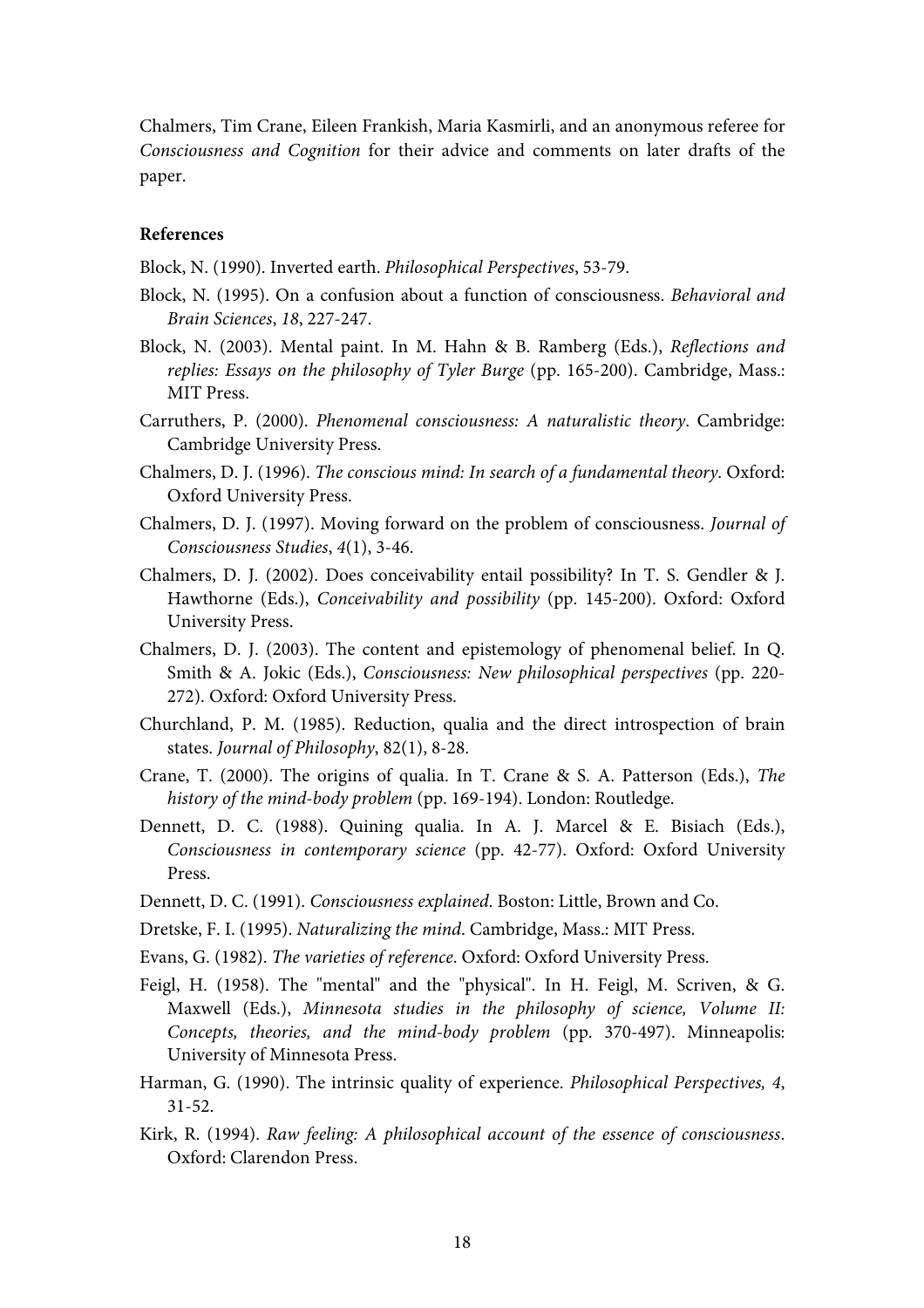Chalmers, Tim Crane, Eileen Frankish, Maria Kasmirli, and an anonymous referee for *Consciousness and Cognition* for their advice and comments on later drafts of the paper.

**References**

Block, N. (1990). Inverted earth. *Philosophical Perspectives*, 53-79.

Block, N. (1995). On a confusion about a function of consciousness. *Behavioral and Brain Sciences*, *18*, 227-247.

Block, N. (2003). Mental paint. In M. Hahn & B. Ramberg (Eds.), *Reflections and replies: Essays on the philosophy of Tyler Burge* (pp. 165-200). Cambridge, Mass.: MIT Press.

Carruthers, P. (2000). *Phenomenal consciousness: A naturalistic theory*. Cambridge: Cambridge University Press.

Chalmers, D. J. (1996). *The conscious mind: In search of a fundamental theory*. Oxford: Oxford University Press.

Chalmers, D. J. (1997). Moving forward on the problem of consciousness. *Journal of Consciousness Studies*, *4*(1), 3-46.

Chalmers, D. J. (2002). Does conceivability entail possibility? In T. S. Gendler & J. Hawthorne (Eds.), *Conceivability and possibility* (pp. 145-200). Oxford: Oxford University Press.

Chalmers, D. J. (2003). The content and epistemology of phenomenal belief. In Q. Smith & A. Jokic (Eds.), *Consciousness: New philosophical perspectives* (pp. 220-272). Oxford: Oxford University Press.

Churchland, P. M. (1985). Reduction, qualia and the direct introspection of brain states. *Journal of Philosophy*, 82(1), 8-28.

Crane, T. (2000). The origins of qualia. In T. Crane & S. A. Patterson (Eds.), *The history of the mind-body problem* (pp. 169-194). London: Routledge.

Dennett, D. C. (1988). Quining qualia. In A. J. Marcel & E. Bisiach (Eds.), *Consciousness in contemporary science* (pp. 42-77). Oxford: Oxford University Press.

Dennett, D. C. (1991). *Consciousness explained*. Boston: Little, Brown and Co.

Dretske, F. I. (1995). *Naturalizing the mind*. Cambridge, Mass.: MIT Press.

Evans, G. (1982). *The varieties of reference*. Oxford: Oxford University Press.

Feigl, H. (1958). The "mental" and the "physical". In H. Feigl, M. Scriven, & G. Maxwell (Eds.), *Minnesota studies in the philosophy of science, Volume II: Concepts, theories, and the mind-body problem* (pp. 370-497). Minneapolis: University of Minnesota Press.

Harman, G. (1990). The intrinsic quality of experience. *Philosophical Perspectives, 4*, 31-52.

Kirk, R. (1994). *Raw feeling: A philosophical account of the essence of consciousness*. Oxford: Clarendon Press.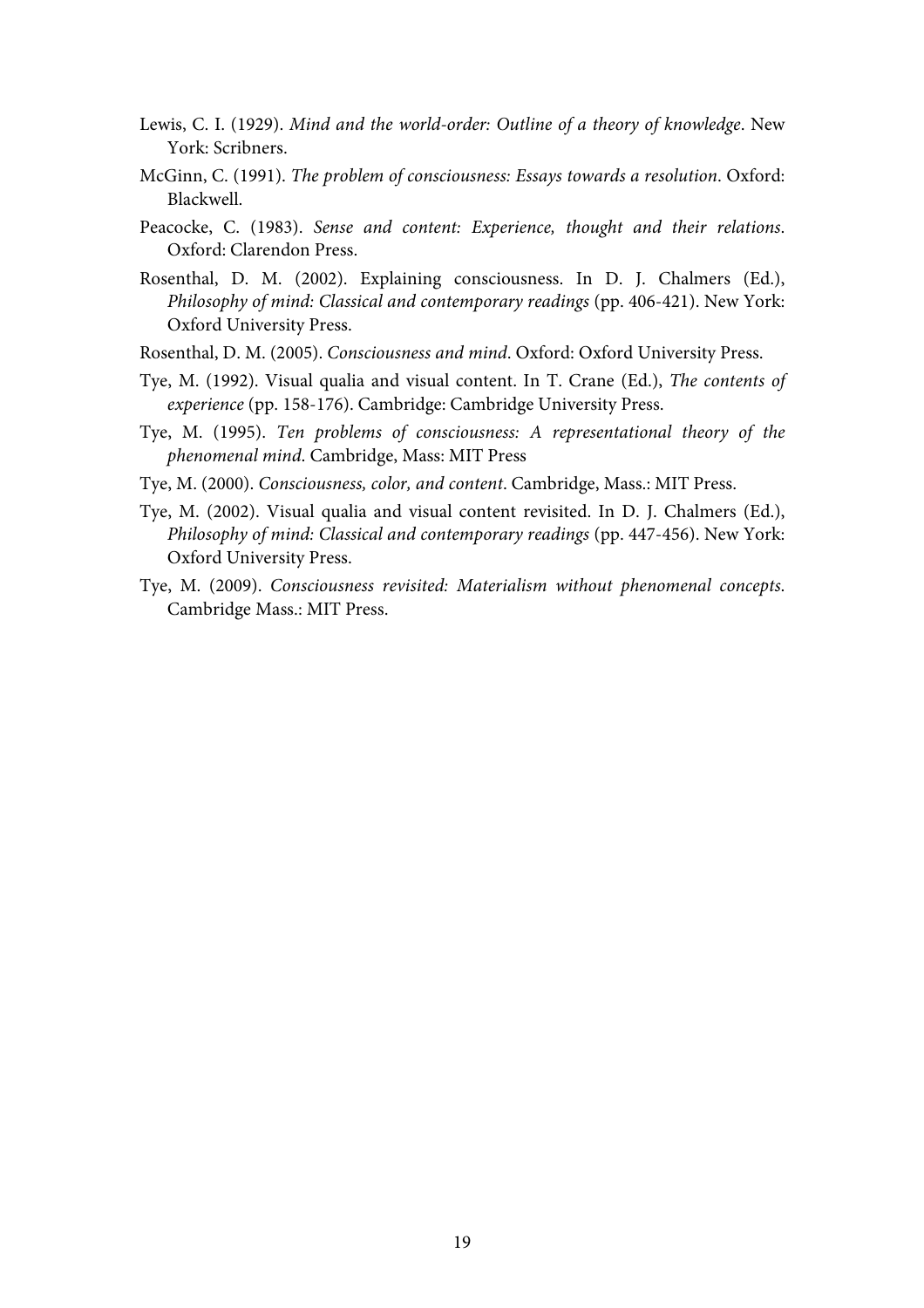Lewis, C. I. (1929). *Mind and the world-order: Outline of a theory of knowledge*. New York: Scribners.

McGinn, C. (1991). *The problem of consciousness: Essays towards a resolution*. Oxford: Blackwell.

Peacocke, C. (1983). *Sense and content: Experience, thought and their relations*. Oxford: Clarendon Press.

Rosenthal, D. M. (2002). Explaining consciousness. In D. J. Chalmers (Ed.), *Philosophy of mind: Classical and contemporary readings* (pp. 406-421). New York: Oxford University Press.

Rosenthal, D. M. (2005). *Consciousness and mind*. Oxford: Oxford University Press.

Tye, M. (1992). Visual qualia and visual content. In T. Crane (Ed.), *The contents of experience* (pp. 158-176). Cambridge: Cambridge University Press.

Tye, M. (1995). *Ten problems of consciousness: A representational theory of the phenomenal mind*. Cambridge, Mass: MIT Press

Tye, M. (2000). *Consciousness, color, and content*. Cambridge, Mass.: MIT Press.

Tye, M. (2002). Visual qualia and visual content revisited. In D. J. Chalmers (Ed.), *Philosophy of mind: Classical and contemporary readings* (pp. 447-456). New York: Oxford University Press.

Tye, M. (2009). *Consciousness revisited: Materialism without phenomenal concepts*. Cambridge Mass.: MIT Press.